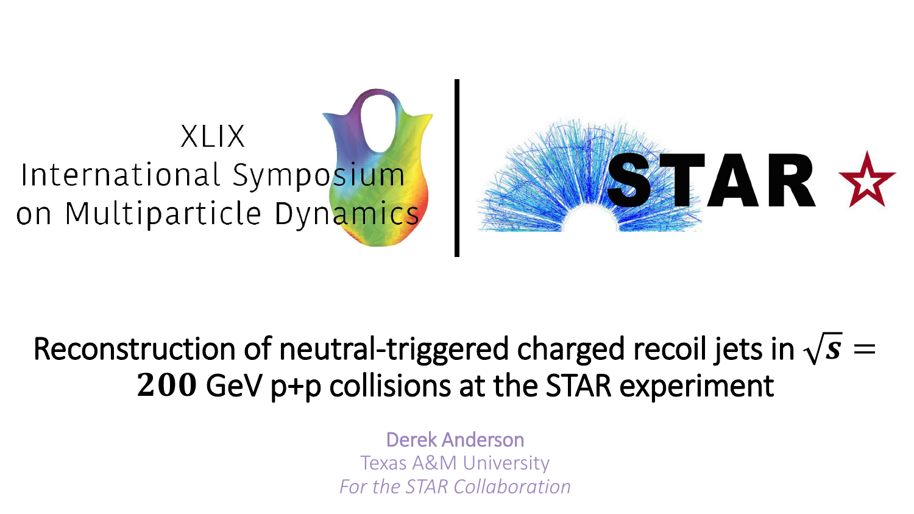XLIX International Symposium on Multiparticle Dynamics

STAR

# Reconstruction of neutral-triggered charged recoil jets in $\sqrt{s} = 200$ GeV p+p collisions at the STAR experiment

Derek Anderson

Texas A&M University

*For the STAR Collaboration*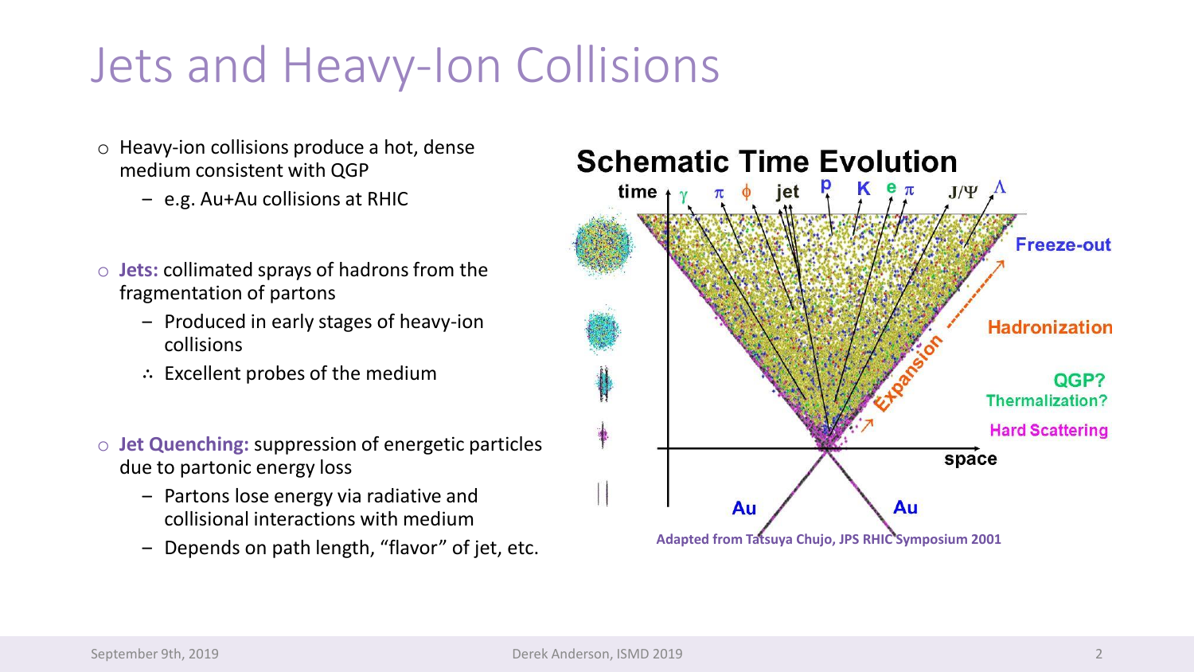# Jets and Heavy-Ion Collisions

- Heavy-ion collisions produce a hot, dense medium consistent with QGP
  - e.g. Au+Au collisions at RHIC
- **Jets:** collimated sprays of hadrons from the fragmentation of partons
  - Produced in early stages of heavy-ion collisions
  - ∴ Excellent probes of the medium
- **Jet Quenching:** suppression of energetic particles due to partonic energy loss
  - Partons lose energy via radiative and collisional interactions with medium
  - Depends on path length, "flavor" of jet, etc.

Adapted from Tatsuya Chujo, JPS RHIC Symposium 2001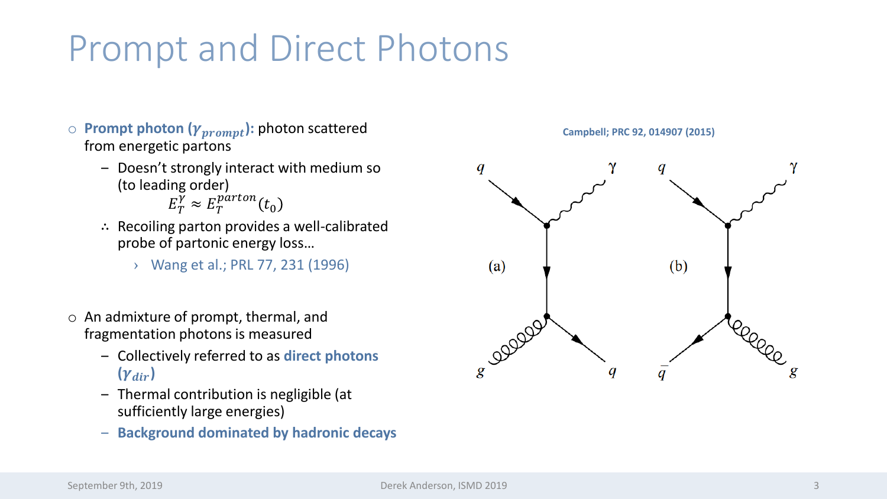# Prompt and Direct Photons

- **Prompt photon ($\gamma_{prompt}$):** photon scattered from energetic partons
  - Doesn't strongly interact with medium so (to leading order)

    $$E_T^{\gamma} \approx E_T^{parton}(t_0)$$

  - ∴ Recoiling parton provides a well-calibrated probe of partonic energy loss…
    - Wang et al.; PRL 77, 231 (1996)

- An admixture of prompt, thermal, and fragmentation photons is measured
  - Collectively referred to as **direct photons ($\gamma_{dir}$)**
  - Thermal contribution is negligible (at sufficiently large energies)
  - **Background dominated by hadronic decays**

**Campbell; PRC 92, 014907 (2015)**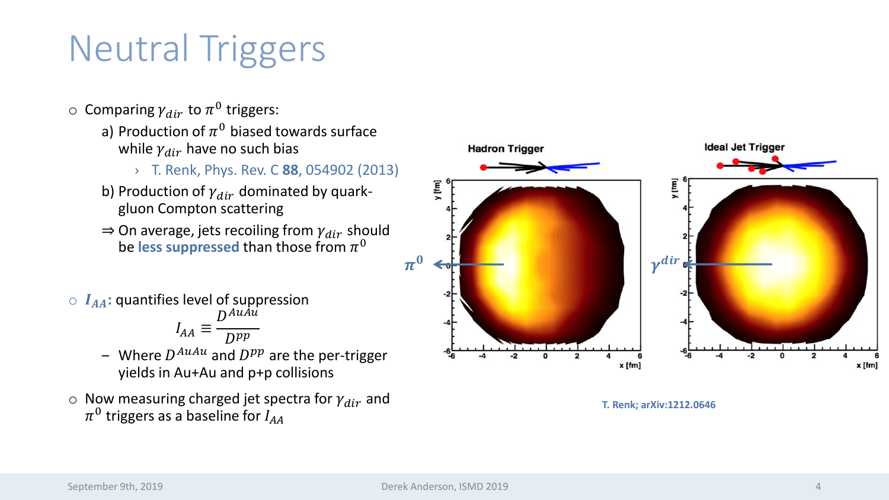# Neutral Triggers

- Comparing $\gamma_{dir}$ to $\pi^0$ triggers:
  - a) Production of $\pi^0$ biased towards surface while $\gamma_{dir}$ have no such bias
    - T. Renk, Phys. Rev. C **88**, 054902 (2013)
  - b) Production of $\gamma_{dir}$ dominated by quark-gluon Compton scattering
  - $\Rightarrow$ On average, jets recoiling from $\gamma_{dir}$ should be **less suppressed** than those from $\pi^0$

- ***$I_{AA}$*:** quantifies level of suppression

$$I_{AA} \equiv \frac{D^{AuAu}}{D^{pp}}$$

  - Where $D^{AuAu}$ and $D^{pp}$ are the per-trigger yields in Au+Au and p+p collisions

- Now measuring charged jet spectra for $\gamma_{dir}$ and $\pi^0$ triggers as a baseline for $I_{AA}$

T. Renk; arXiv:1212.0646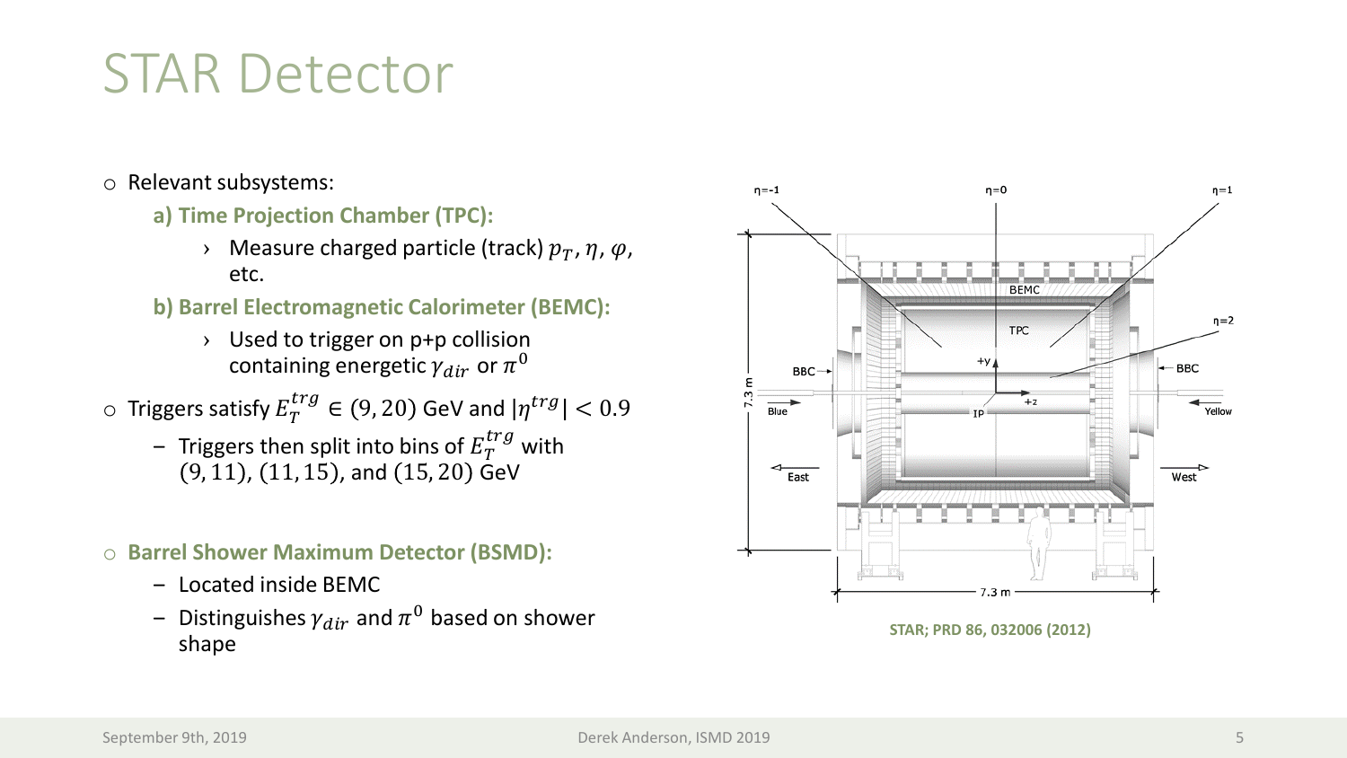# STAR Detector

- Relevant subsystems:
  - **a) Time Projection Chamber (TPC):**
    - Measure charged particle (track) $p_T, \eta, \varphi$, etc.
  - **b) Barrel Electromagnetic Calorimeter (BEMC):**
    - Used to trigger on p+p collision containing energetic $\gamma_{dir}$ or $\pi^0$
- Triggers satisfy $E_T^{trg} \in (9, 20)$ GeV and $|\eta^{trg}| < 0.9$
  - Triggers then split into bins of $E_T^{trg}$ with $(9, 11)$, $(11, 15)$, and $(15, 20)$ GeV
- **Barrel Shower Maximum Detector (BSMD):**
  - Located inside BEMC
  - Distinguishes $\gamma_{dir}$ and $\pi^0$ based on shower shape

STAR; PRD 86, 032006 (2012)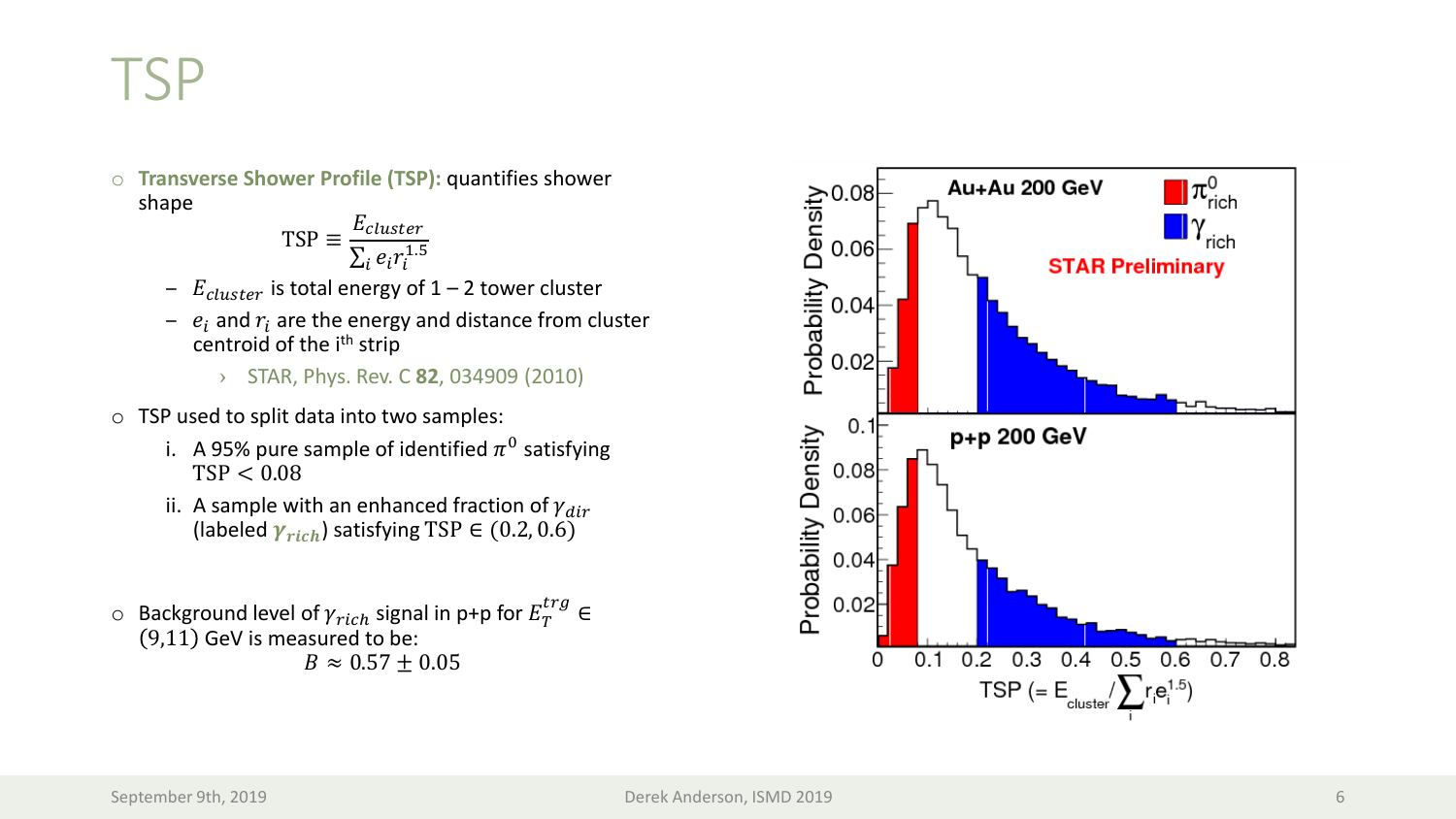# TSP

- **Transverse Shower Profile (TSP):** quantifies shower shape

$$\text{TSP} \equiv \frac{E_{cluster}}{\sum_i e_i r_i^{1.5}}$$

  - $E_{cluster}$ is total energy of 1 – 2 tower cluster
  - $e_i$ and $r_i$ are the energy and distance from cluster centroid of the i[th] strip
    - › STAR, Phys. Rev. C **82**, 034909 (2010)

- TSP used to split data into two samples:
  - i. A 95% pure sample of identified $\pi^0$ satisfying $\text{TSP} < 0.08$
  - ii. A sample with an enhanced fraction of $\gamma_{dir}$ (labeled $\gamma_{rich}$) satisfying $\text{TSP} \in (0.2, 0.6)$

- Background level of $\gamma_{rich}$ signal in p+p for $E_T^{trg} \in (9,11)$ GeV is measured to be:

$$B \approx 0.57 \pm 0.05$$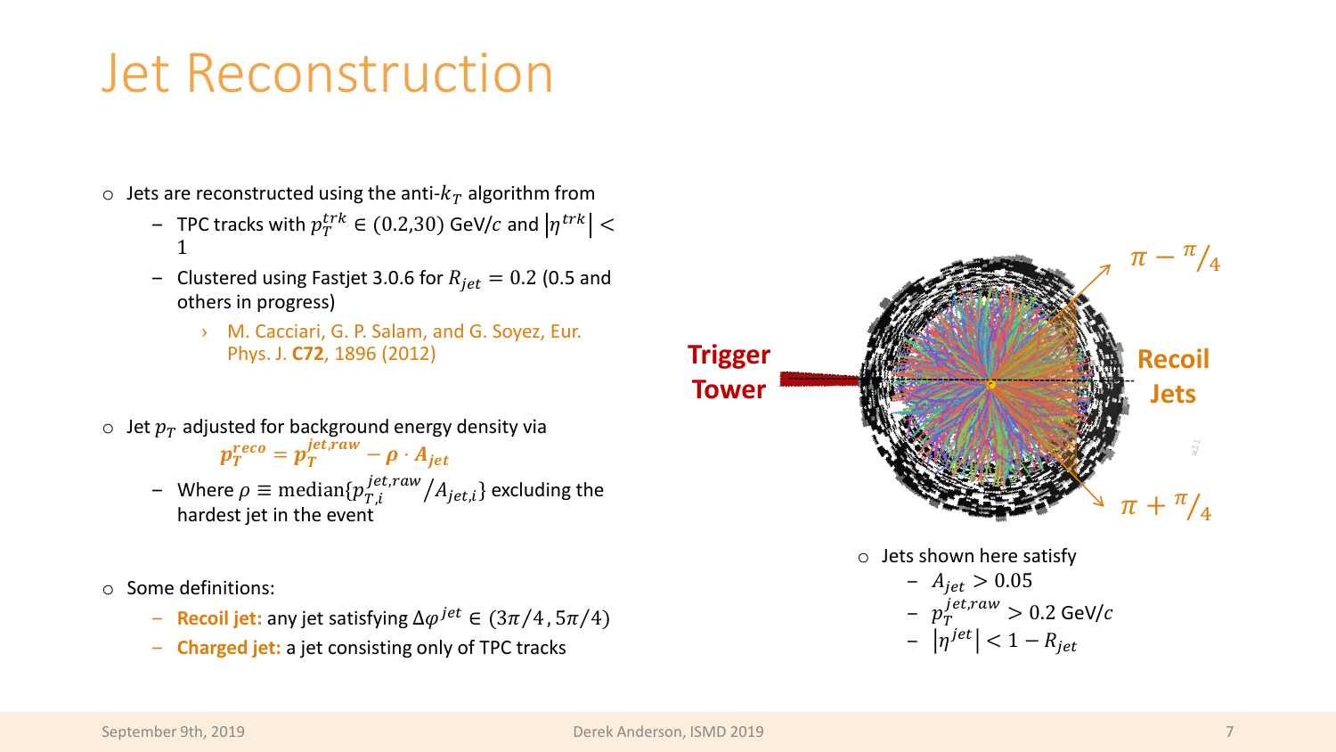# Jet Reconstruction

- Jets are reconstructed using the anti-$k_T$ algorithm from
  - TPC tracks with $p_T^{trk} \in (0.2, 30)$ GeV/$c$ and $|\eta^{trk}| < 1$
  - Clustered using Fastjet 3.0.6 for $R_{jet} = 0.2$ (0.5 and others in progress)
    - M. Cacciari, G. P. Salam, and G. Soyez, Eur. Phys. J. **C72**, 1896 (2012)

- Jet $p_T$ adjusted for background energy density via

$$p_T^{reco} = p_T^{jet,raw} - \rho \cdot A_{jet}$$

  - Where $\rho \equiv \mathrm{median}\{p_{T,i}^{jet,raw} / A_{jet,i}\}$ excluding the hardest jet in the event

- Some definitions:
  - **Recoil jet:** any jet satisfying $\Delta\varphi^{jet} \in (3\pi/4, 5\pi/4)$
  - **Charged jet:** a jet consisting only of TPC tracks

Trigger Tower

Recoil Jets

$\pi - \pi/4$

$\pi + \pi/4$

- Jets shown here satisfy
  - $A_{jet} > 0.05$
  - $p_T^{jet,raw} > 0.2$ GeV/$c$
  - $|\eta^{jet}| < 1 - R_{jet}$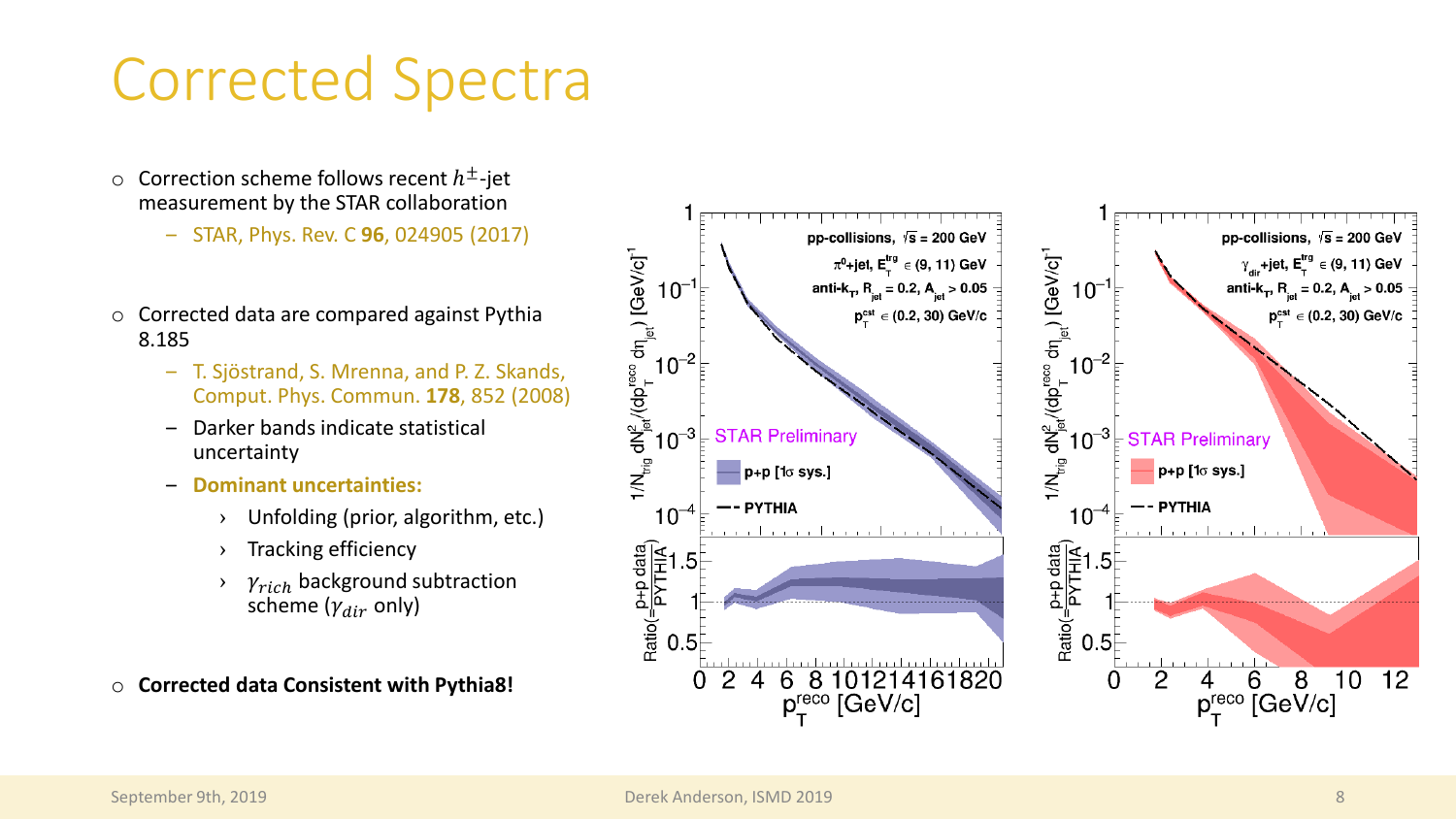# Corrected Spectra

- Correction scheme follows recent $h^{\pm}$-jet measurement by the STAR collaboration
  - STAR, Phys. Rev. C **96**, 024905 (2017)
- Corrected data are compared against Pythia 8.185
  - T. Sjöstrand, S. Mrenna, and P. Z. Skands, Comput. Phys. Commun. **178**, 852 (2008)
  - Darker bands indicate statistical uncertainty
  - **Dominant uncertainties:**
    - Unfolding (prior, algorithm, etc.)
    - Tracking efficiency
    - $\gamma_{rich}$ background subtraction scheme ($\gamma_{dir}$ only)
- **Corrected data Consistent with Pythia8!**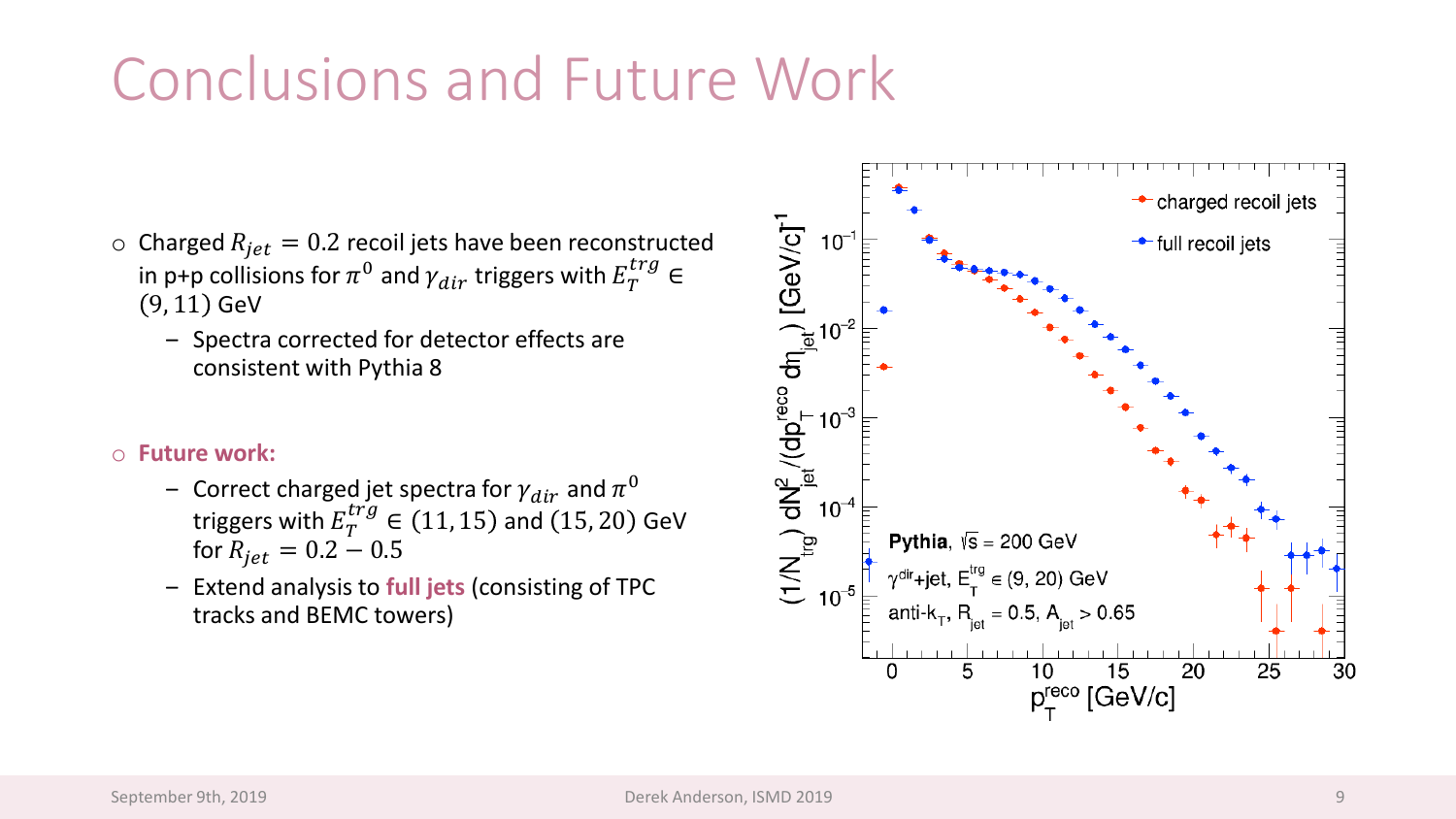# Conclusions and Future Work

- Charged $R_{jet} = 0.2$ recoil jets have been reconstructed in p+p collisions for $\pi^0$ and $\gamma_{dir}$ triggers with $E_T^{trg} \in (9, 11)$ GeV
  - Spectra corrected for detector effects are consistent with Pythia 8

- **Future work:**
  - Correct charged jet spectra for $\gamma_{dir}$ and $\pi^0$ triggers with $E_T^{trg} \in (11, 15)$ and $(15, 20)$ GeV for $R_{jet} = 0.2 - 0.5$
  - Extend analysis to **full jets** (consisting of TPC tracks and BEMC towers)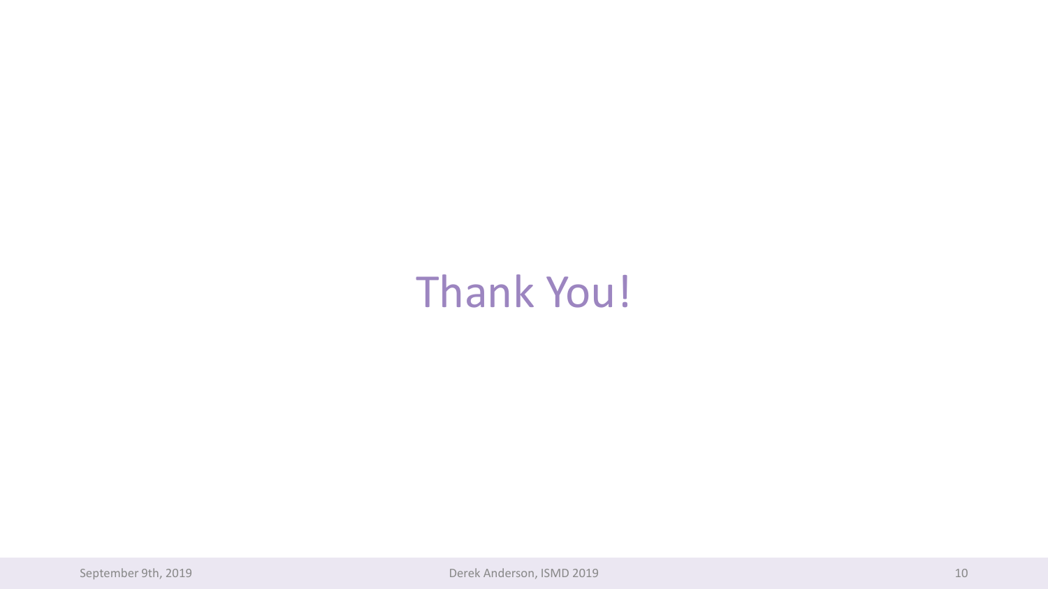# Thank You!